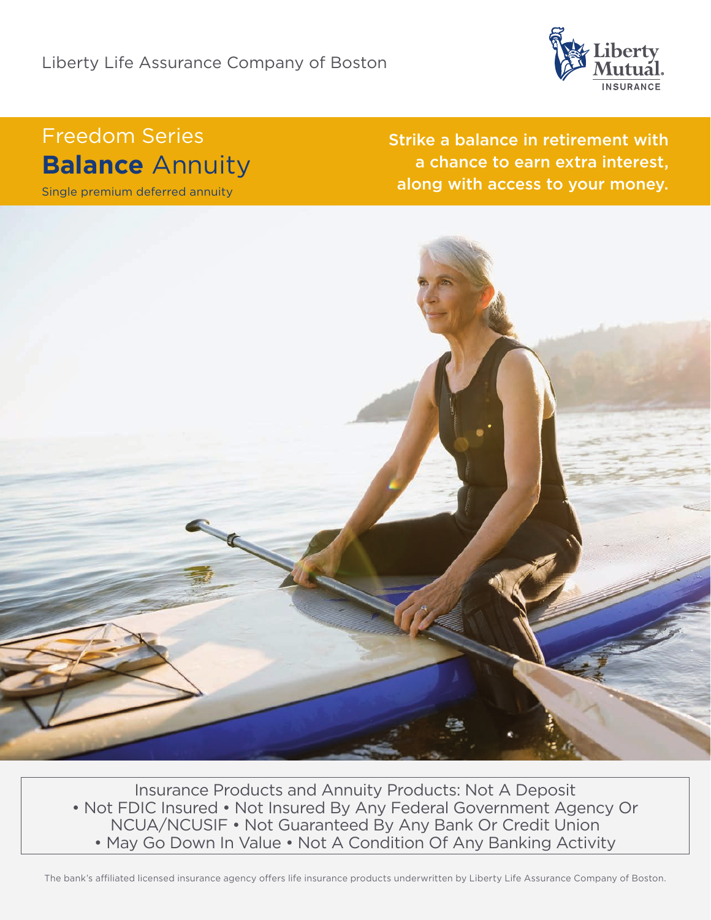Liberty Life Assurance Company of Boston

Liberty Mutual INSURANCE

Freedom Series

# **Balance** Annuity

Single premium deferred annuity

**Strike a balance in retirement with a chance to earn extra interest, along with access to your money.**

Insurance Products and Annuity Products: Not A Deposit • Not FDIC Insured • Not Insured By Any Federal Government Agency Or NCUA/NCUSIF • Not Guaranteed By Any Bank Or Credit Union • May Go Down In Value • Not A Condition Of Any Banking Activity

The bank's affiliated licensed insurance agency offers life insurance products underwritten by Liberty Life Assurance Company of Boston.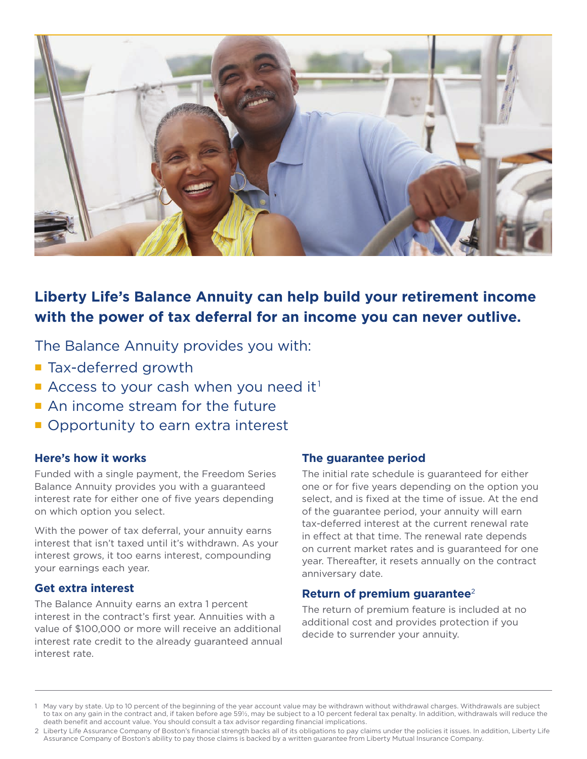## Liberty Life's Balance Annuity can help build your retirement income with the power of tax deferral for an income you can never outlive.

The Balance Annuity provides you with:

- Tax-deferred growth
- Access to your cash when you need it[1]
- An income stream for the future
- Opportunity to earn extra interest

### Here's how it works

Funded with a single payment, the Freedom Series Balance Annuity provides you with a guaranteed interest rate for either one of five years depending on which option you select.

With the power of tax deferral, your annuity earns interest that isn't taxed until it's withdrawn. As your interest grows, it too earns interest, compounding your earnings each year.

### Get extra interest

The Balance Annuity earns an extra 1 percent interest in the contract's first year. Annuities with a value of $100,000 or more will receive an additional interest rate credit to the already guaranteed annual interest rate.

### The guarantee period

The initial rate schedule is guaranteed for either one or for five years depending on the option you select, and is fixed at the time of issue. At the end of the guarantee period, your annuity will earn tax-deferred interest at the current renewal rate in effect at that time. The renewal rate depends on current market rates and is guaranteed for one year. Thereafter, it resets annually on the contract anniversary date.

### Return of premium guarantee[2]

The return of premium feature is included at no additional cost and provides protection if you decide to surrender your annuity.

---

1 May vary by state. Up to 10 percent of the beginning of the year account value may be withdrawn without withdrawal charges. Withdrawals are subject to tax on any gain in the contract and, if taken before age 59½, may be subject to a 10 percent federal tax penalty. In addition, withdrawals will reduce the death benefit and account value. You should consult a tax advisor regarding financial implications.

2 Liberty Life Assurance Company of Boston's financial strength backs all of its obligations to pay claims under the policies it issues. In addition, Liberty Life Assurance Company of Boston's ability to pay those claims is backed by a written guarantee from Liberty Mutual Insurance Company.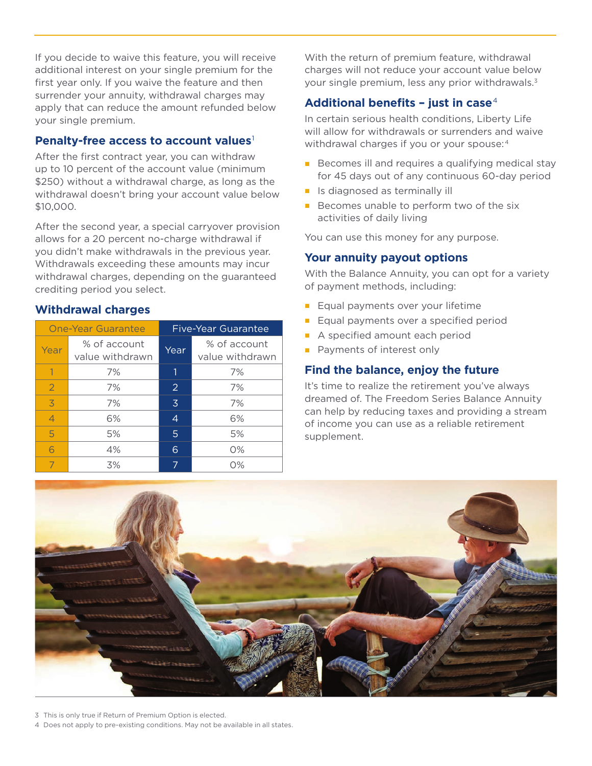If you decide to waive this feature, you will receive additional interest on your single premium for the first year only. If you waive the feature and then surrender your annuity, withdrawal charges may apply that can reduce the amount refunded below your single premium.

## Penalty-free access to account values[1]

After the first contract year, you can withdraw up to 10 percent of the account value (minimum $250) without a withdrawal charge, as long as the withdrawal doesn't bring your account value below $10,000.

After the second year, a special carryover provision allows for a 20 percent no-charge withdrawal if you didn't make withdrawals in the previous year. Withdrawals exceeding these amounts may incur withdrawal charges, depending on the guaranteed crediting period you select.

## Withdrawal charges

| One-Year Guarantee | | Five-Year Guarantee | |
|---|---|---|---|
| Year | % of account value withdrawn | Year | % of account value withdrawn |
| 1 | 7% | 1 | 7% |
| 2 | 7% | 2 | 7% |
| 3 | 7% | 3 | 7% |
| 4 | 6% | 4 | 6% |
| 5 | 5% | 5 | 5% |
| 6 | 4% | 6 | 0% |
| 7 | 3% | 7 | 0% |

With the return of premium feature, withdrawal charges will not reduce your account value below your single premium, less any prior withdrawals.[3]

## Additional benefits – just in case[4]

In certain serious health conditions, Liberty Life will allow for withdrawals or surrenders and waive withdrawal charges if you or your spouse:[4]

- Becomes ill and requires a qualifying medical stay for 45 days out of any continuous 60-day period
- Is diagnosed as terminally ill
- Becomes unable to perform two of the six activities of daily living

You can use this money for any purpose.

## Your annuity payout options

With the Balance Annuity, you can opt for a variety of payment methods, including:

- Equal payments over your lifetime
- Equal payments over a specified period
- A specified amount each period
- Payments of interest only

## Find the balance, enjoy the future

It's time to realize the retirement you've always dreamed of. The Freedom Series Balance Annuity can help by reducing taxes and providing a stream of income you can use as a reliable retirement supplement.

3 This is only true if Return of Premium Option is elected.

4 Does not apply to pre-existing conditions. May not be available in all states.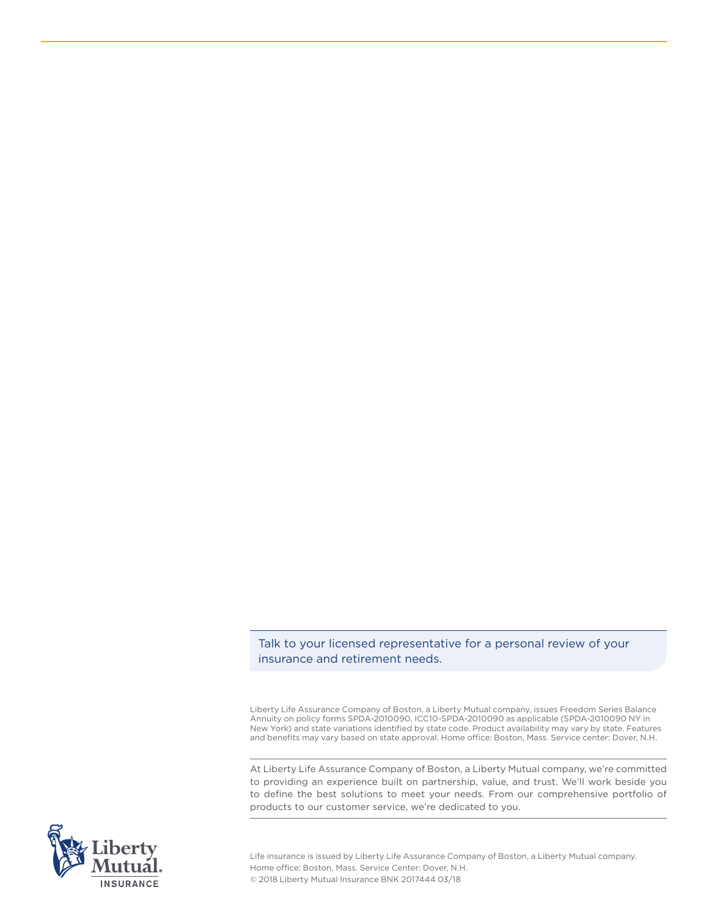Talk to your licensed representative for a personal review of your insurance and retirement needs.

Liberty Life Assurance Company of Boston, a Liberty Mutual company, issues Freedom Series Balance Annuity on policy forms SPDA-2010090, ICC10-SPDA-2010090 as applicable (SPDA-2010090 NY in New York) and state variations identified by state code. Product availability may vary by state. Features and benefits may vary based on state approval. Home office: Boston, Mass. Service center: Dover, N.H.

At Liberty Life Assurance Company of Boston, a Liberty Mutual company, we're committed to providing an experience built on partnership, value, and trust. We'll work beside you to define the best solutions to meet your needs. From our comprehensive portfolio of products to our customer service, we're dedicated to you.

Liberty Mutual. INSURANCE

Life insurance is issued by Liberty Life Assurance Company of Boston, a Liberty Mutual company.
Home office: Boston, Mass. Service Center: Dover, N.H.
© 2018 Liberty Mutual Insurance BNK 2017444 03/18